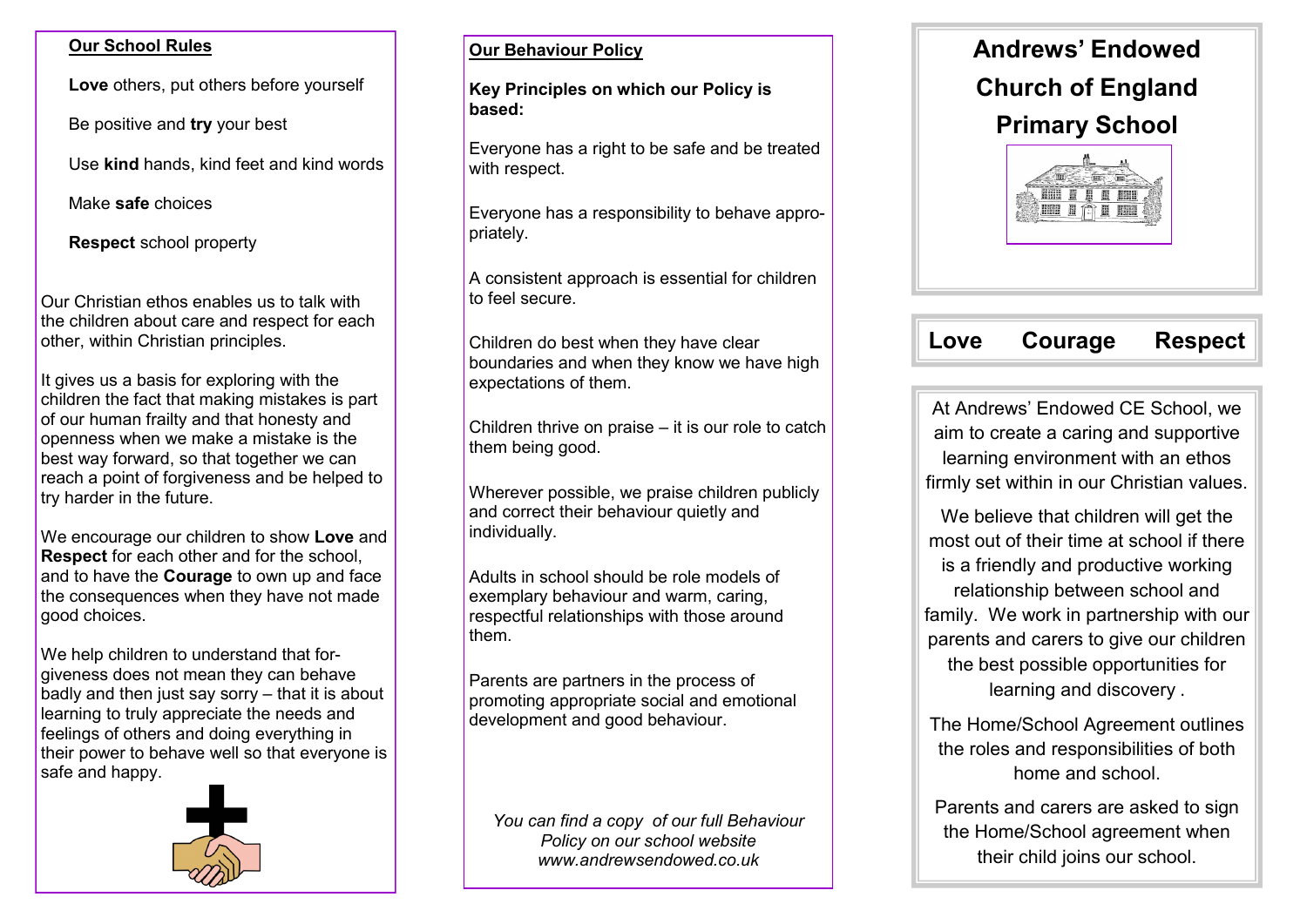## Our School Rules

**Love** others, put others before yourself

Be positive and **try** your best

Use **kind** hands, kind feet and kind words

Make **safe** choices

**Respect** school property

Our Christian ethos enables us to talk with the children about care and respect for each other, within Christian principles.

It gives us a basis for exploring with the children the fact that making mistakes is part of our human frailty and that honesty and openness when we make a mistake is the best way forward, so that together we can reach a point of forgiveness and be helped to try harder in the future.

We encourage our children to show **Love** and **Respect** for each other and for the school, and to have the **Courage** to own up and face the consequences when they have not made good choices.

We help children to understand that forgiveness does not mean they can behave badly and then just say sorry – that it is about learning to truly appreciate the needs and feelings of others and doing everything in their power to behave well so that everyone is safe and happy.

## Our Behaviour Policy

**Key Principles on which our Policy is based:**

Everyone has a right to be safe and be treated with respect.

Everyone has a responsibility to behave appropriately.

A consistent approach is essential for children to feel secure.

Children do best when they have clear boundaries and when they know we have high expectations of them.

Children thrive on praise – it is our role to catch them being good.

Wherever possible, we praise children publicly and correct their behaviour quietly and individually.

Adults in school should be role models of exemplary behaviour and warm, caring, respectful relationships with those around them.

Parents are partners in the process of promoting appropriate social and emotional development and good behaviour.

*You can find a copy of our full Behaviour Policy on our school website www.andrewsendowed.co.uk*

# Andrews' Endowed Church of England Primary School

**Love Courage Respect**

At Andrews' Endowed CE School, we aim to create a caring and supportive learning environment with an ethos firmly set within in our Christian values.

We believe that children will get the most out of their time at school if there is a friendly and productive working relationship between school and family. We work in partnership with our parents and carers to give our children the best possible opportunities for learning and discovery .

The Home/School Agreement outlines the roles and responsibilities of both home and school.

Parents and carers are asked to sign the Home/School agreement when their child joins our school.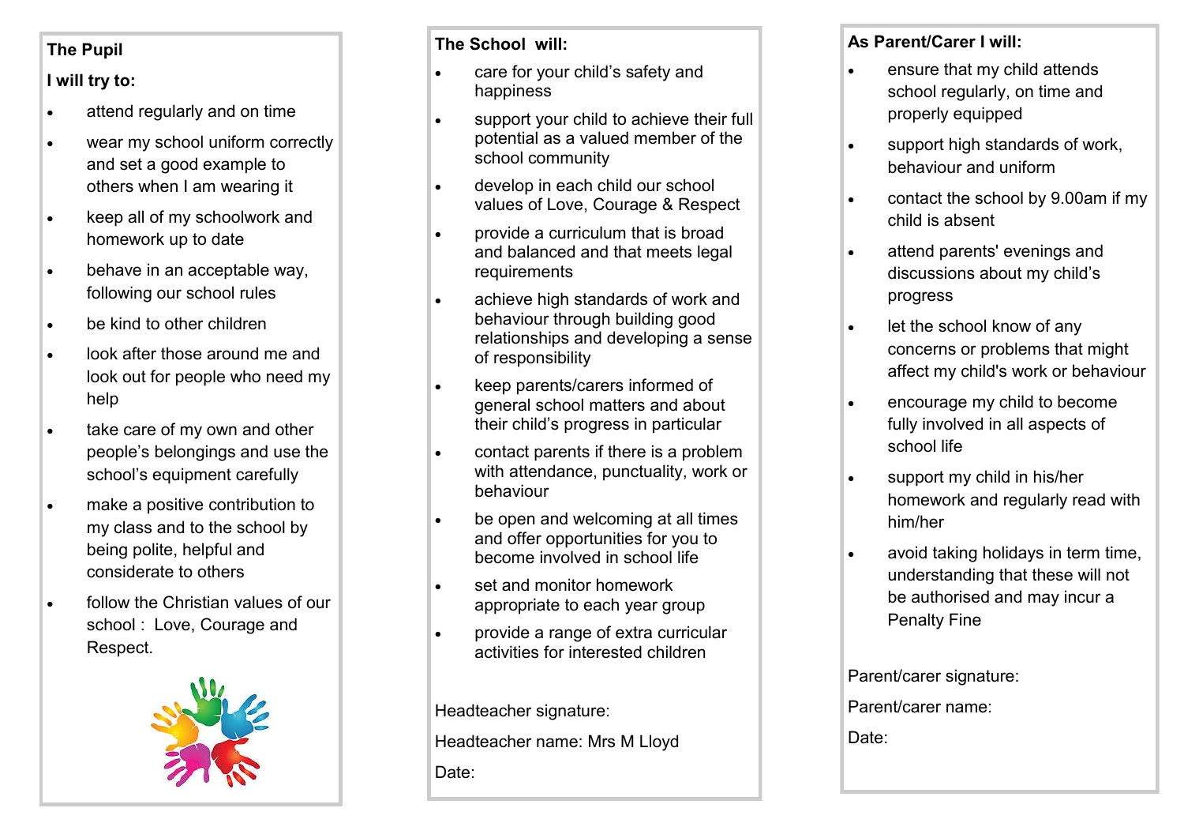**The Pupil**

**I will try to:**

- attend regularly and on time
- wear my school uniform correctly and set a good example to others when I am wearing it
- keep all of my schoolwork and homework up to date
- behave in an acceptable way, following our school rules
- be kind to other children
- look after those around me and look out for people who need my help
- take care of my own and other people's belongings and use the school's equipment carefully
- make a positive contribution to my class and to the school by being polite, helpful and considerate to others
- follow the Christian values of our school : Love, Courage and Respect.

**The School will:**

- care for your child's safety and happiness
- support your child to achieve their full potential as a valued member of the school community
- develop in each child our school values of Love, Courage & Respect
- provide a curriculum that is broad and balanced and that meets legal requirements
- achieve high standards of work and behaviour through building good relationships and developing a sense of responsibility
- keep parents/carers informed of general school matters and about their child's progress in particular
- contact parents if there is a problem with attendance, punctuality, work or behaviour
- be open and welcoming at all times and offer opportunities for you to become involved in school life
- set and monitor homework appropriate to each year group
- provide a range of extra curricular activities for interested children

Headteacher signature:

Headteacher name: Mrs M Lloyd

Date:

**As Parent/Carer I will:**

- ensure that my child attends school regularly, on time and properly equipped
- support high standards of work, behaviour and uniform
- contact the school by 9.00am if my child is absent
- attend parents' evenings and discussions about my child's progress
- let the school know of any concerns or problems that might affect my child's work or behaviour
- encourage my child to become fully involved in all aspects of school life
- support my child in his/her homework and regularly read with him/her
- avoid taking holidays in term time, understanding that these will not be authorised and may incur a Penalty Fine

Parent/carer signature:

Parent/carer name:

Date: